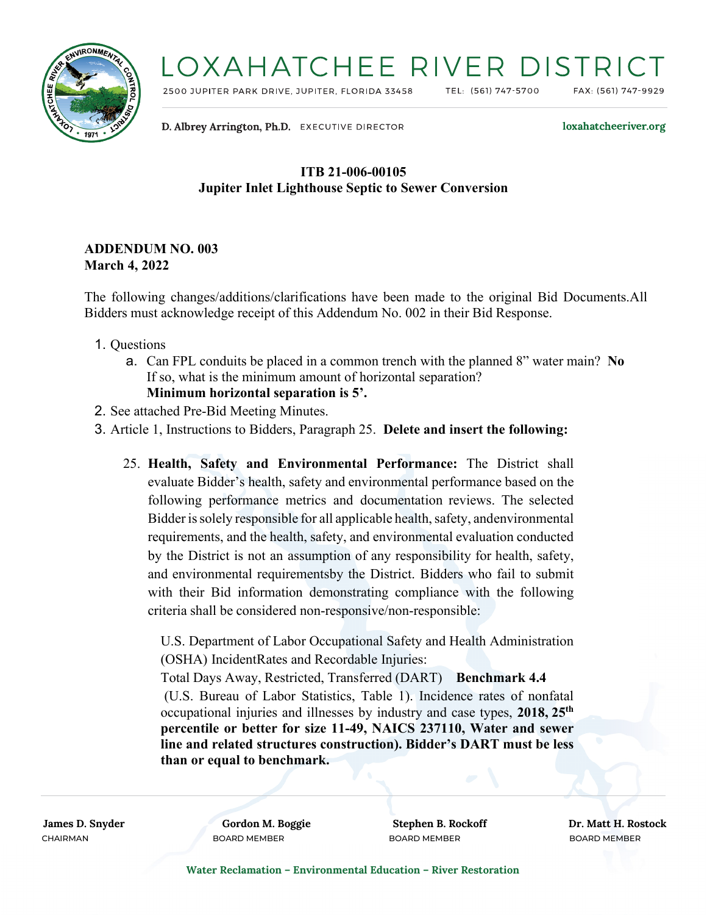# LOXAHATCHEE RIVER DISTRICT

2500 JUPITER PARK DRIVE, JUPITER, FLORIDA 33458 TEL: (561) 747-5700 FAX: (561) 747-9929

D. Albrey Arrington, Ph.D. EXECUTIVE DIRECTOR loxahatcheeriver.org

**ITB 21-006-00105**
**Jupiter Inlet Lighthouse Septic to Sewer Conversion**

**ADDENDUM NO. 003**
**March 4, 2022**

The following changes/additions/clarifications have been made to the original Bid Documents.All Bidders must acknowledge receipt of this Addendum No. 002 in their Bid Response.

1. Questions
   a. Can FPL conduits be placed in a common trench with the planned 8" water main? **No**
   If so, what is the minimum amount of horizontal separation?
   **Minimum horizontal separation is 5'.**
2. See attached Pre-Bid Meeting Minutes.
3. Article 1, Instructions to Bidders, Paragraph 25. **Delete and insert the following:**

   25. **Health, Safety and Environmental Performance:** The District shall evaluate Bidder's health, safety and environmental performance based on the following performance metrics and documentation reviews. The selected Bidder is solely responsible for all applicable health, safety, andenvironmental requirements, and the health, safety, and environmental evaluation conducted by the District is not an assumption of any responsibility for health, safety, and environmental requirementsby the District. Bidders who fail to submit with their Bid information demonstrating compliance with the following criteria shall be considered non-responsive/non-responsible:

      U.S. Department of Labor Occupational Safety and Health Administration (OSHA) IncidentRates and Recordable Injuries:
      Total Days Away, Restricted, Transferred (DART) **Benchmark 4.4**
      (U.S. Bureau of Labor Statistics, Table 1). Incidence rates of nonfatal occupational injuries and illnesses by industry and case types, **2018, 25th percentile or better for size 11-49, NAICS 237110, Water and sewer line and related structures construction). Bidder's DART must be less than or equal to benchmark.**

**James D. Snyder** CHAIRMAN | **Gordon M. Boggie** BOARD MEMBER | **Stephen B. Rockoff** BOARD MEMBER | **Dr. Matt H. Rostock** BOARD MEMBER

**Water Reclamation – Environmental Education – River Restoration**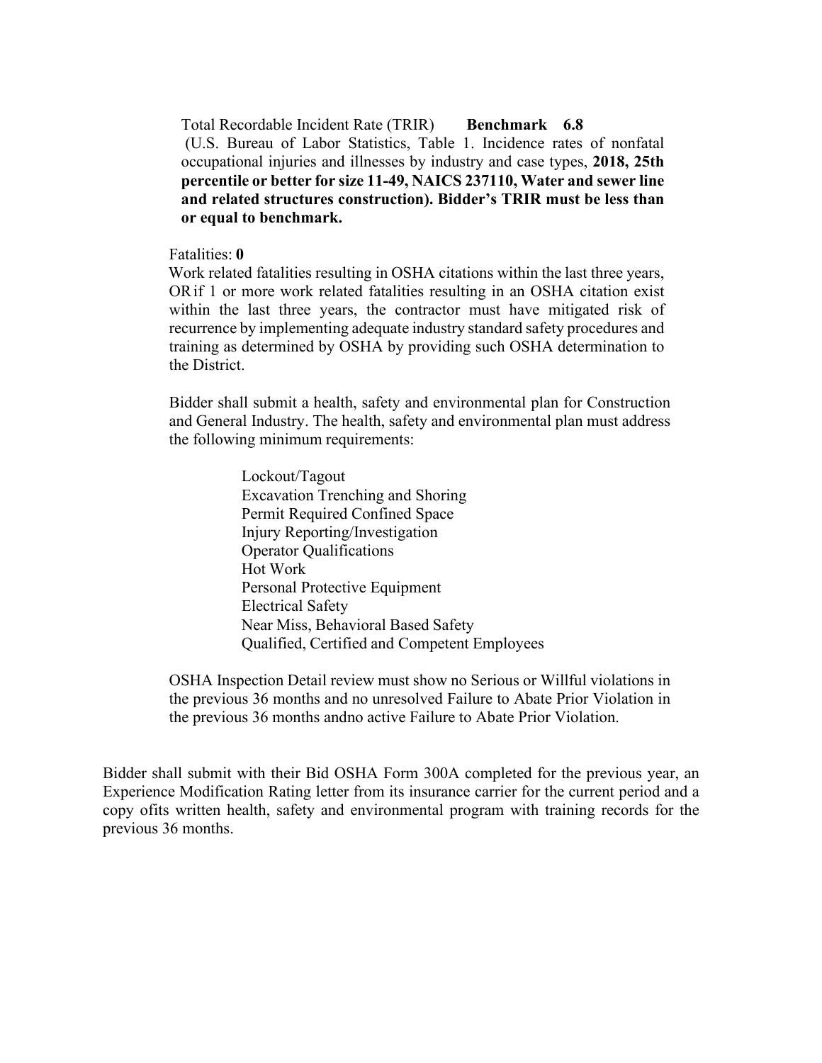Total Recordable Incident Rate (TRIR) **Benchmark 6.8**
(U.S. Bureau of Labor Statistics, Table 1. Incidence rates of nonfatal occupational injuries and illnesses by industry and case types, **2018, 25th percentile or better for size 11-49, NAICS 237110, Water and sewer line and related structures construction). Bidder's TRIR must be less than or equal to benchmark.**

Fatalities: **0**
Work related fatalities resulting in OSHA citations within the last three years, OR if 1 or more work related fatalities resulting in an OSHA citation exist within the last three years, the contractor must have mitigated risk of recurrence by implementing adequate industry standard safety procedures and training as determined by OSHA by providing such OSHA determination to the District.

Bidder shall submit a health, safety and environmental plan for Construction and General Industry. The health, safety and environmental plan must address the following minimum requirements:

- Lockout/Tagout
- Excavation Trenching and Shoring
- Permit Required Confined Space
- Injury Reporting/Investigation
- Operator Qualifications
- Hot Work
- Personal Protective Equipment
- Electrical Safety
- Near Miss, Behavioral Based Safety
- Qualified, Certified and Competent Employees

OSHA Inspection Detail review must show no Serious or Willful violations in the previous 36 months and no unresolved Failure to Abate Prior Violation in the previous 36 months andno active Failure to Abate Prior Violation.

Bidder shall submit with their Bid OSHA Form 300A completed for the previous year, an Experience Modification Rating letter from its insurance carrier for the current period and a copy ofits written health, safety and environmental program with training records for the previous 36 months.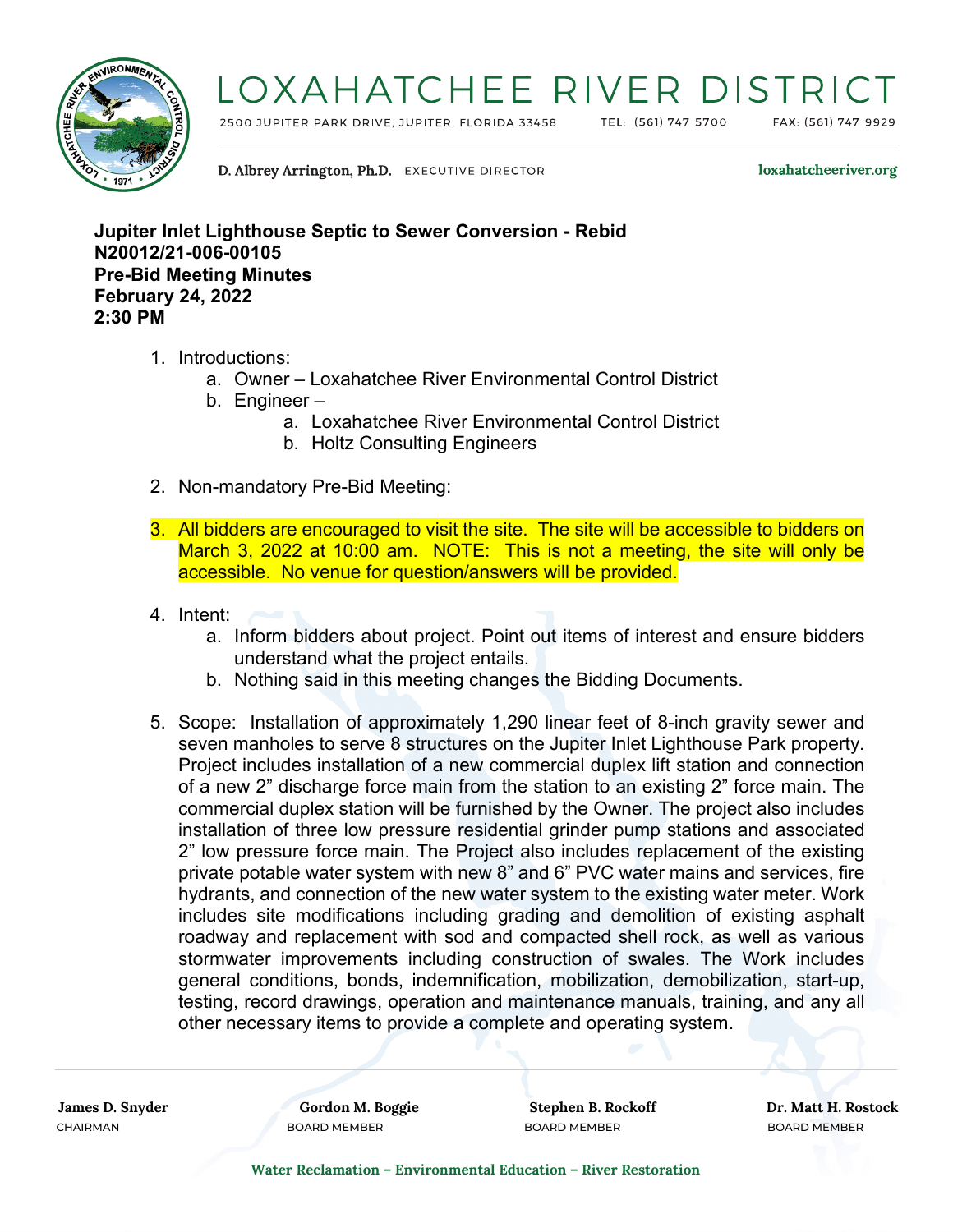**Jupiter Inlet Lighthouse Septic to Sewer Conversion - Rebid**
**N20012/21-006-00105**
**Pre-Bid Meeting Minutes**
**February 24, 2022**
**2:30 PM**

1. Introductions:
   a. Owner – Loxahatchee River Environmental Control District
   b. Engineer –
      a. Loxahatchee River Environmental Control District
      b. Holtz Consulting Engineers

2. Non-mandatory Pre-Bid Meeting:

3. All bidders are encouraged to visit the site. The site will be accessible to bidders on March 3, 2022 at 10:00 am. NOTE: This is not a meeting, the site will only be accessible. No venue for question/answers will be provided.

4. Intent:
   a. Inform bidders about project. Point out items of interest and ensure bidders understand what the project entails.
   b. Nothing said in this meeting changes the Bidding Documents.

5. Scope: Installation of approximately 1,290 linear feet of 8-inch gravity sewer and seven manholes to serve 8 structures on the Jupiter Inlet Lighthouse Park property. Project includes installation of a new commercial duplex lift station and connection of a new 2" discharge force main from the station to an existing 2" force main. The commercial duplex station will be furnished by the Owner. The project also includes installation of three low pressure residential grinder pump stations and associated 2" low pressure force main. The Project also includes replacement of the existing private potable water system with new 8" and 6" PVC water mains and services, fire hydrants, and connection of the new water system to the existing water meter. Work includes site modifications including grading and demolition of existing asphalt roadway and replacement with sod and compacted shell rock, as well as various stormwater improvements including construction of swales. The Work includes general conditions, bonds, indemnification, mobilization, demobilization, start-up, testing, record drawings, operation and maintenance manuals, training, and any all other necessary items to provide a complete and operating system.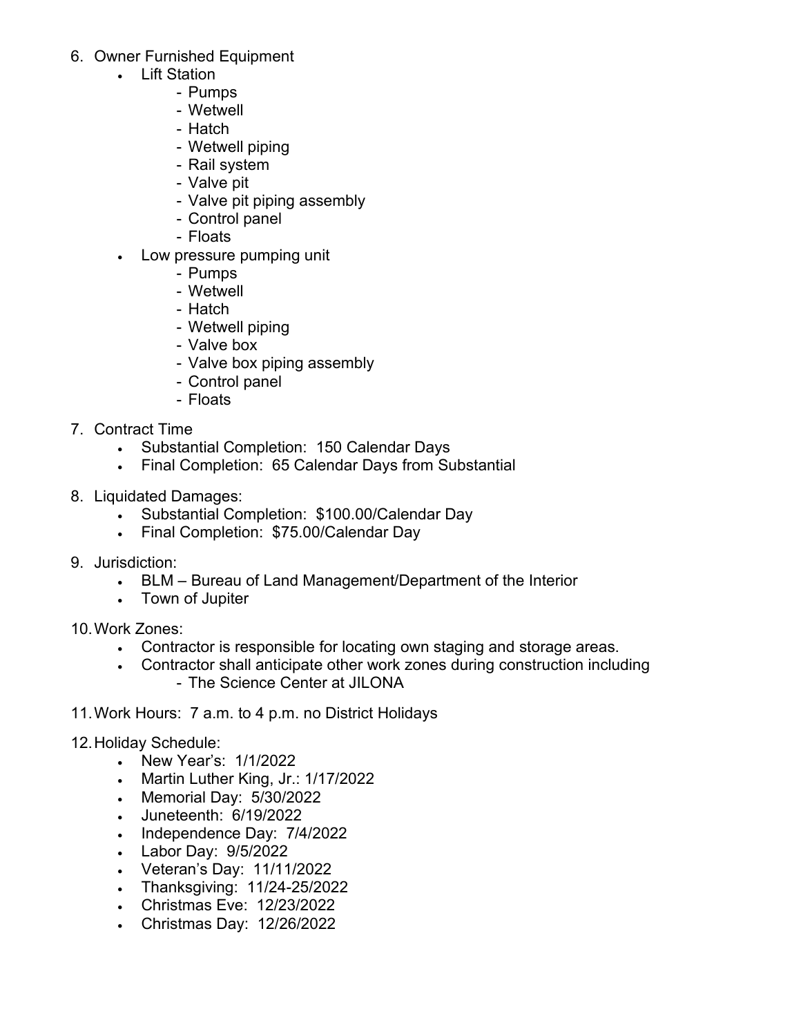6. Owner Furnished Equipment
   - Lift Station
     - Pumps
     - Wetwell
     - Hatch
     - Wetwell piping
     - Rail system
     - Valve pit
     - Valve pit piping assembly
     - Control panel
     - Floats
   - Low pressure pumping unit
     - Pumps
     - Wetwell
     - Hatch
     - Wetwell piping
     - Valve box
     - Valve box piping assembly
     - Control panel
     - Floats

7. Contract Time
   - Substantial Completion: 150 Calendar Days
   - Final Completion: 65 Calendar Days from Substantial

8. Liquidated Damages:
   - Substantial Completion: $100.00/Calendar Day
   - Final Completion: $75.00/Calendar Day

9. Jurisdiction:
   - BLM – Bureau of Land Management/Department of the Interior
   - Town of Jupiter

10. Work Zones:
    - Contractor is responsible for locating own staging and storage areas.
    - Contractor shall anticipate other work zones during construction including
      - The Science Center at JILONA

11. Work Hours: 7 a.m. to 4 p.m. no District Holidays

12. Holiday Schedule:
    - New Year's: 1/1/2022
    - Martin Luther King, Jr.: 1/17/2022
    - Memorial Day: 5/30/2022
    - Juneteenth: 6/19/2022
    - Independence Day: 7/4/2022
    - Labor Day: 9/5/2022
    - Veteran's Day: 11/11/2022
    - Thanksgiving: 11/24-25/2022
    - Christmas Eve: 12/23/2022
    - Christmas Day: 12/26/2022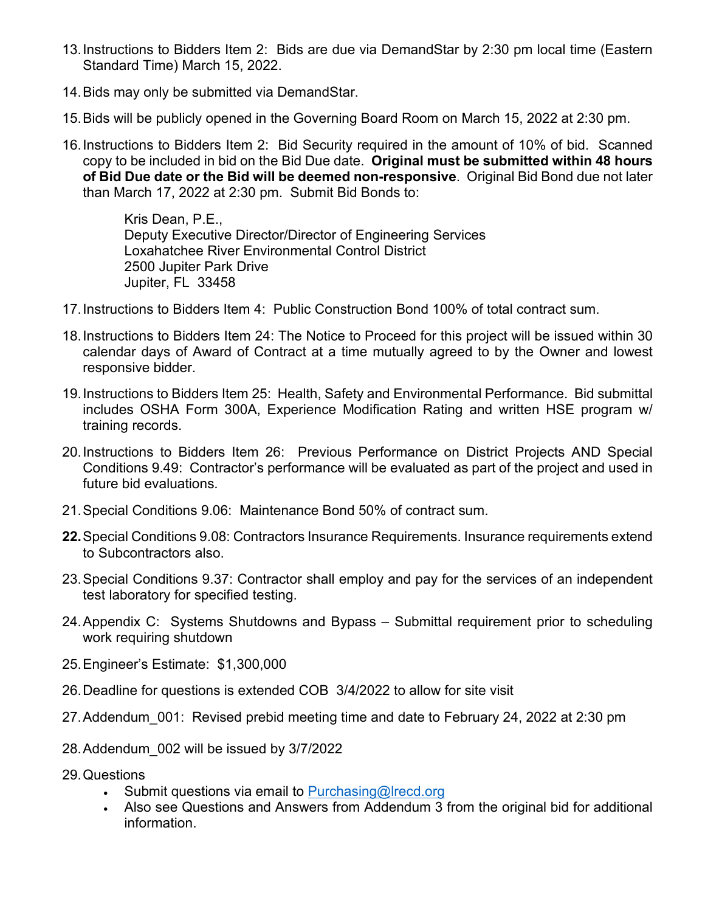13. Instructions to Bidders Item 2: Bids are due via DemandStar by 2:30 pm local time (Eastern Standard Time) March 15, 2022.

14. Bids may only be submitted via DemandStar.

15. Bids will be publicly opened in the Governing Board Room on March 15, 2022 at 2:30 pm.

16. Instructions to Bidders Item 2: Bid Security required in the amount of 10% of bid. Scanned copy to be included in bid on the Bid Due date. **Original must be submitted within 48 hours of Bid Due date or the Bid will be deemed non-responsive**. Original Bid Bond due not later than March 17, 2022 at 2:30 pm. Submit Bid Bonds to:

    Kris Dean, P.E.,
    Deputy Executive Director/Director of Engineering Services
    Loxahatchee River Environmental Control District
    2500 Jupiter Park Drive
    Jupiter, FL 33458

17. Instructions to Bidders Item 4: Public Construction Bond 100% of total contract sum.

18. Instructions to Bidders Item 24: The Notice to Proceed for this project will be issued within 30 calendar days of Award of Contract at a time mutually agreed to by the Owner and lowest responsive bidder.

19. Instructions to Bidders Item 25: Health, Safety and Environmental Performance. Bid submittal includes OSHA Form 300A, Experience Modification Rating and written HSE program w/ training records.

20. Instructions to Bidders Item 26: Previous Performance on District Projects AND Special Conditions 9.49: Contractor's performance will be evaluated as part of the project and used in future bid evaluations.

21. Special Conditions 9.06: Maintenance Bond 50% of contract sum.

22. Special Conditions 9.08: Contractors Insurance Requirements. Insurance requirements extend to Subcontractors also.

23. Special Conditions 9.37: Contractor shall employ and pay for the services of an independent test laboratory for specified testing.

24. Appendix C: Systems Shutdowns and Bypass – Submittal requirement prior to scheduling work requiring shutdown

25. Engineer's Estimate: $1,300,000

26. Deadline for questions is extended COB 3/4/2022 to allow for site visit

27. Addendum_001: Revised prebid meeting time and date to February 24, 2022 at 2:30 pm

28. Addendum_002 will be issued by 3/7/2022

29. Questions
    - Submit questions via email to [Purchasing@lrecd.org](mailto:Purchasing@lrecd.org)
    - Also see Questions and Answers from Addendum 3 from the original bid for additional information.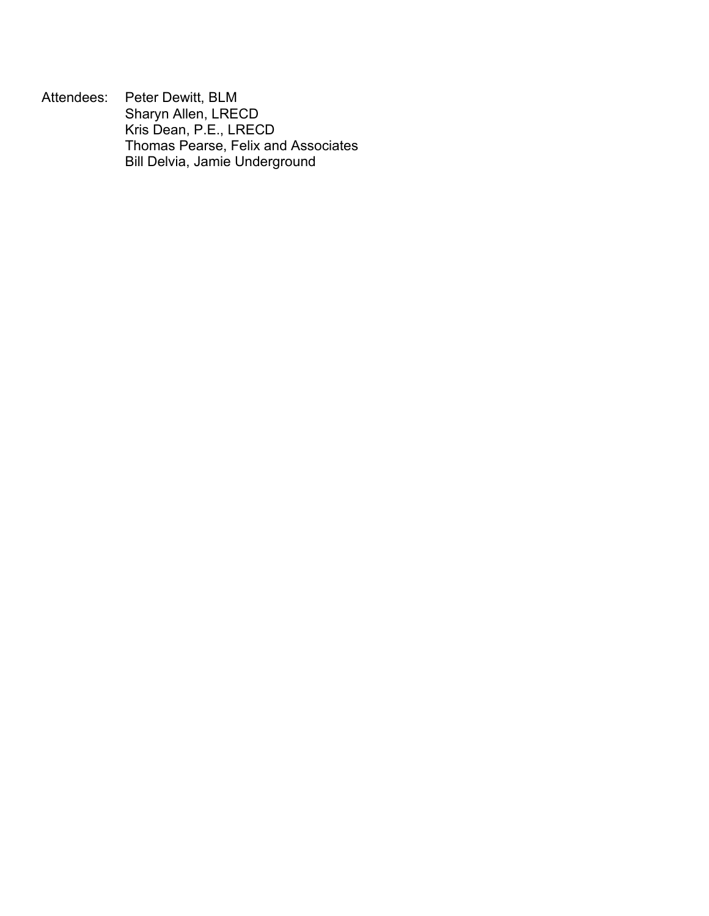Attendees: Peter Dewitt, BLM
Sharyn Allen, LRECD
Kris Dean, P.E., LRECD
Thomas Pearse, Felix and Associates
Bill Delvia, Jamie Underground